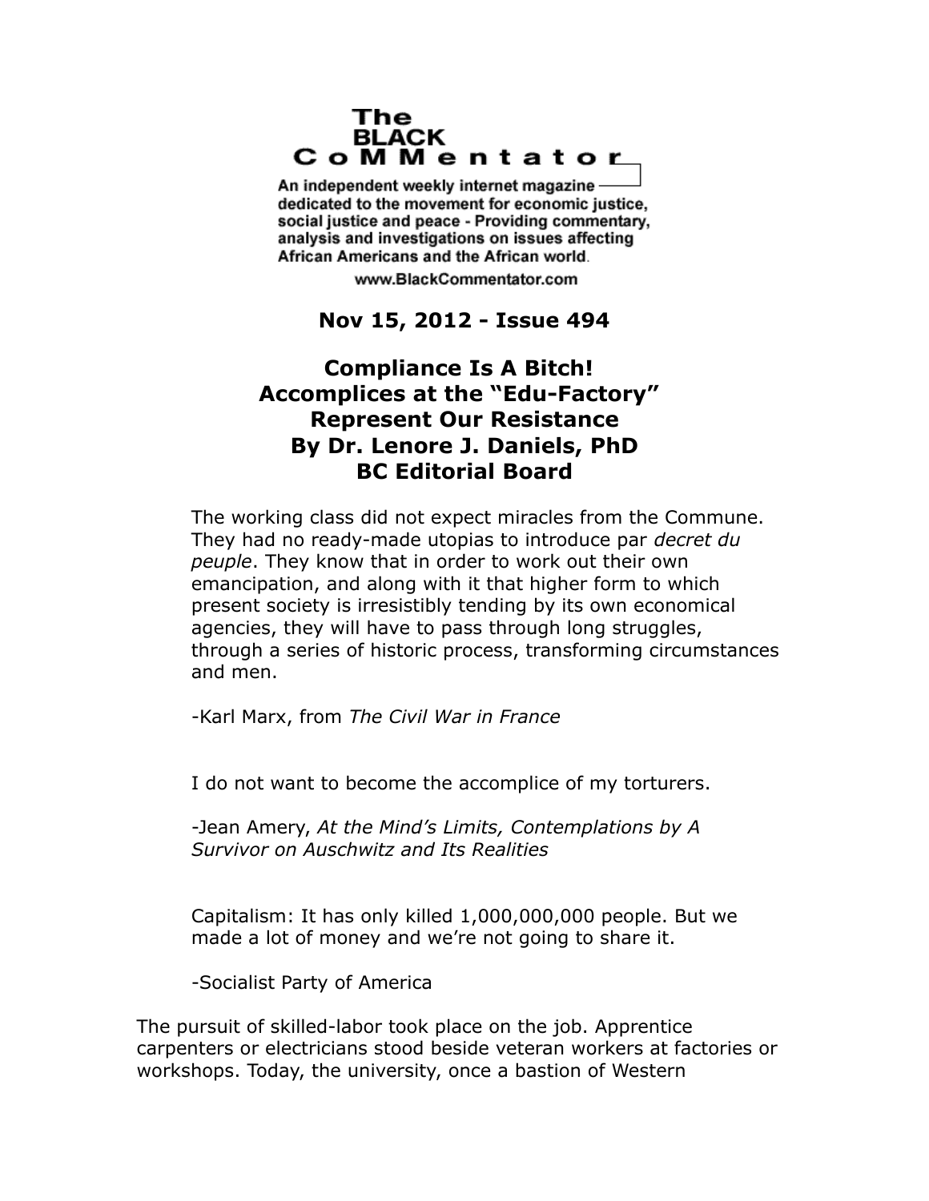**The BLACK CoMMentator**

An independent weekly internet magazine dedicated to the movement for economic justice, social justice and peace - Providing commentary, analysis and investigations on issues affecting African Americans and the African world.

www.BlackCommentator.com

**Nov 15, 2012 - Issue 494**

# Compliance Is A Bitch! Accomplices at the "Edu-Factory" Represent Our Resistance

**By Dr. Lenore J. Daniels, PhD**
**BC Editorial Board**

> The working class did not expect miracles from the Commune. They had no ready-made utopias to introduce par *decret du peuple*. They know that in order to work out their own emancipation, and along with it that higher form to which present society is irresistibly tending by its own economical agencies, they will have to pass through long struggles, through a series of historic process, transforming circumstances and men.
>
> -Karl Marx, from *The Civil War in France*

> I do not want to become the accomplice of my torturers.
>
> -Jean Amery, *At the Mind's Limits, Contemplations by A Survivor on Auschwitz and Its Realities*

> Capitalism: It has only killed 1,000,000,000 people. But we made a lot of money and we're not going to share it.
>
> -Socialist Party of America

The pursuit of skilled-labor took place on the job. Apprentice carpenters or electricians stood beside veteran workers at factories or workshops. Today, the university, once a bastion of Western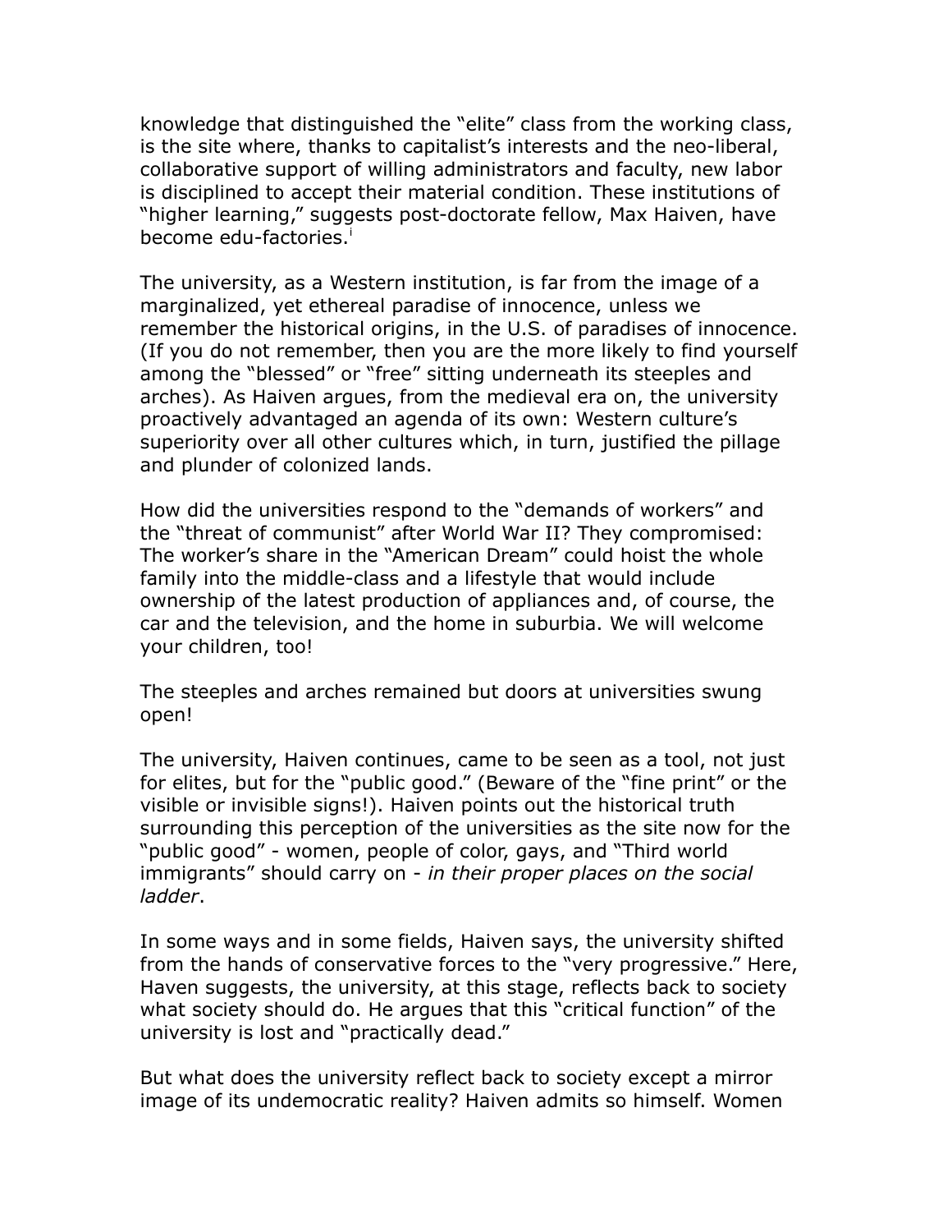knowledge that distinguished the “elite” class from the working class, is the site where, thanks to capitalist’s interests and the neo-liberal, collaborative support of willing administrators and faculty, new labor is disciplined to accept their material condition. These institutions of “higher learning,” suggests post-doctorate fellow, Max Haiven, have become edu-factories.[i]

The university, as a Western institution, is far from the image of a marginalized, yet ethereal paradise of innocence, unless we remember the historical origins, in the U.S. of paradises of innocence. (If you do not remember, then you are the more likely to find yourself among the “blessed” or “free” sitting underneath its steeples and arches). As Haiven argues, from the medieval era on, the university proactively advantaged an agenda of its own: Western culture’s superiority over all other cultures which, in turn, justified the pillage and plunder of colonized lands.

How did the universities respond to the “demands of workers” and the “threat of communist” after World War II? They compromised: The worker’s share in the “American Dream” could hoist the whole family into the middle-class and a lifestyle that would include ownership of the latest production of appliances and, of course, the car and the television, and the home in suburbia. We will welcome your children, too!

The steeples and arches remained but doors at universities swung open!

The university, Haiven continues, came to be seen as a tool, not just for elites, but for the “public good.” (Beware of the “fine print” or the visible or invisible signs!). Haiven points out the historical truth surrounding this perception of the universities as the site now for the “public good” - women, people of color, gays, and “Third world immigrants” should carry on - *in their proper places on the social ladder*.

In some ways and in some fields, Haiven says, the university shifted from the hands of conservative forces to the “very progressive.” Here, Haven suggests, the university, at this stage, reflects back to society what society should do. He argues that this “critical function” of the university is lost and “practically dead.”

But what does the university reflect back to society except a mirror image of its undemocratic reality? Haiven admits so himself. Women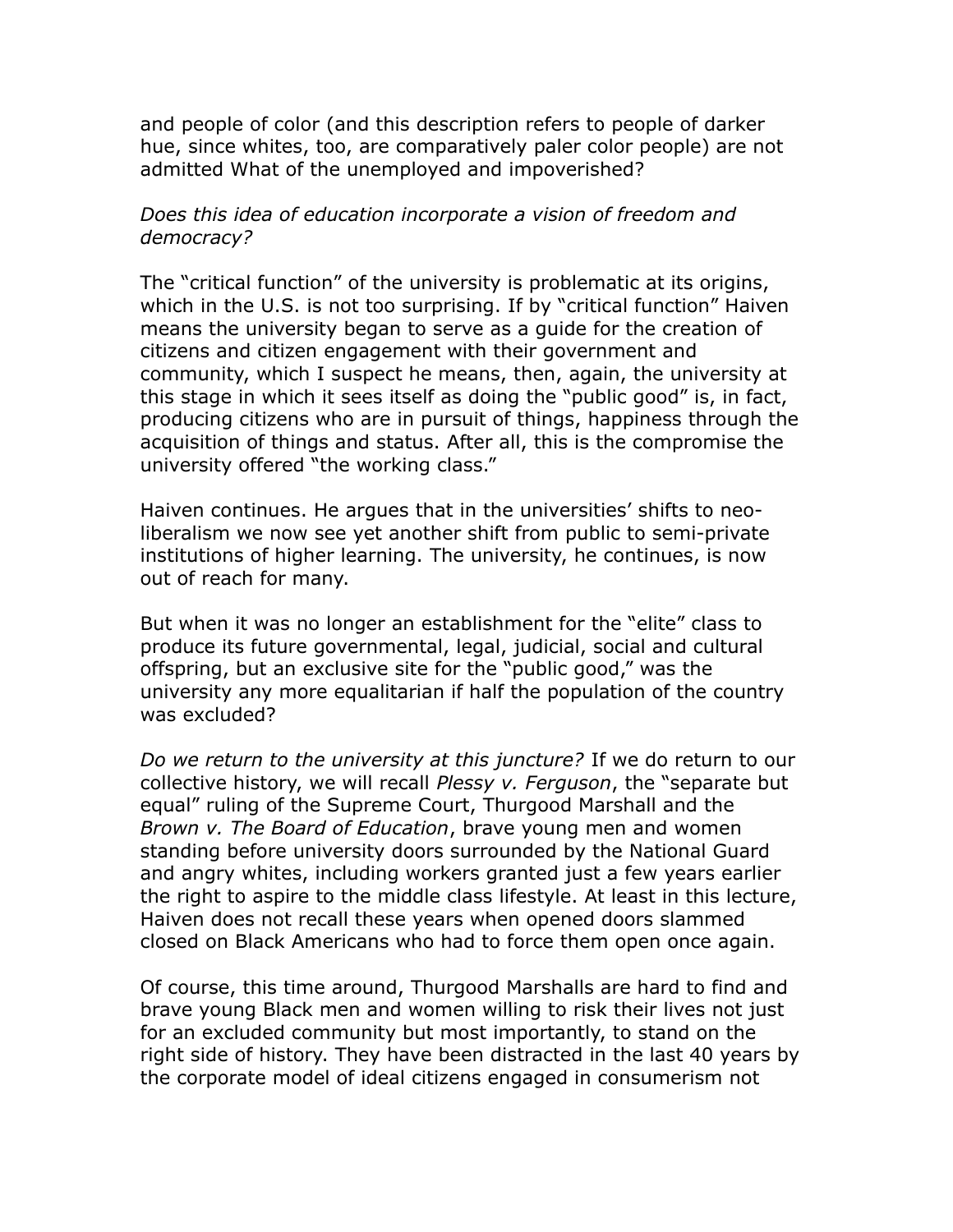and people of color (and this description refers to people of darker hue, since whites, too, are comparatively paler color people) are not admitted What of the unemployed and impoverished?

*Does this idea of education incorporate a vision of freedom and democracy?*

The "critical function" of the university is problematic at its origins, which in the U.S. is not too surprising. If by "critical function" Haiven means the university began to serve as a guide for the creation of citizens and citizen engagement with their government and community, which I suspect he means, then, again, the university at this stage in which it sees itself as doing the "public good" is, in fact, producing citizens who are in pursuit of things, happiness through the acquisition of things and status. After all, this is the compromise the university offered "the working class."

Haiven continues. He argues that in the universities' shifts to neo-liberalism we now see yet another shift from public to semi-private institutions of higher learning. The university, he continues, is now out of reach for many.

But when it was no longer an establishment for the "elite" class to produce its future governmental, legal, judicial, social and cultural offspring, but an exclusive site for the "public good," was the university any more equalitarian if half the population of the country was excluded?

*Do we return to the university at this juncture?* If we do return to our collective history, we will recall *Plessy v. Ferguson*, the "separate but equal" ruling of the Supreme Court, Thurgood Marshall and the *Brown v. The Board of Education*, brave young men and women standing before university doors surrounded by the National Guard and angry whites, including workers granted just a few years earlier the right to aspire to the middle class lifestyle. At least in this lecture, Haiven does not recall these years when opened doors slammed closed on Black Americans who had to force them open once again.

Of course, this time around, Thurgood Marshalls are hard to find and brave young Black men and women willing to risk their lives not just for an excluded community but most importantly, to stand on the right side of history. They have been distracted in the last 40 years by the corporate model of ideal citizens engaged in consumerism not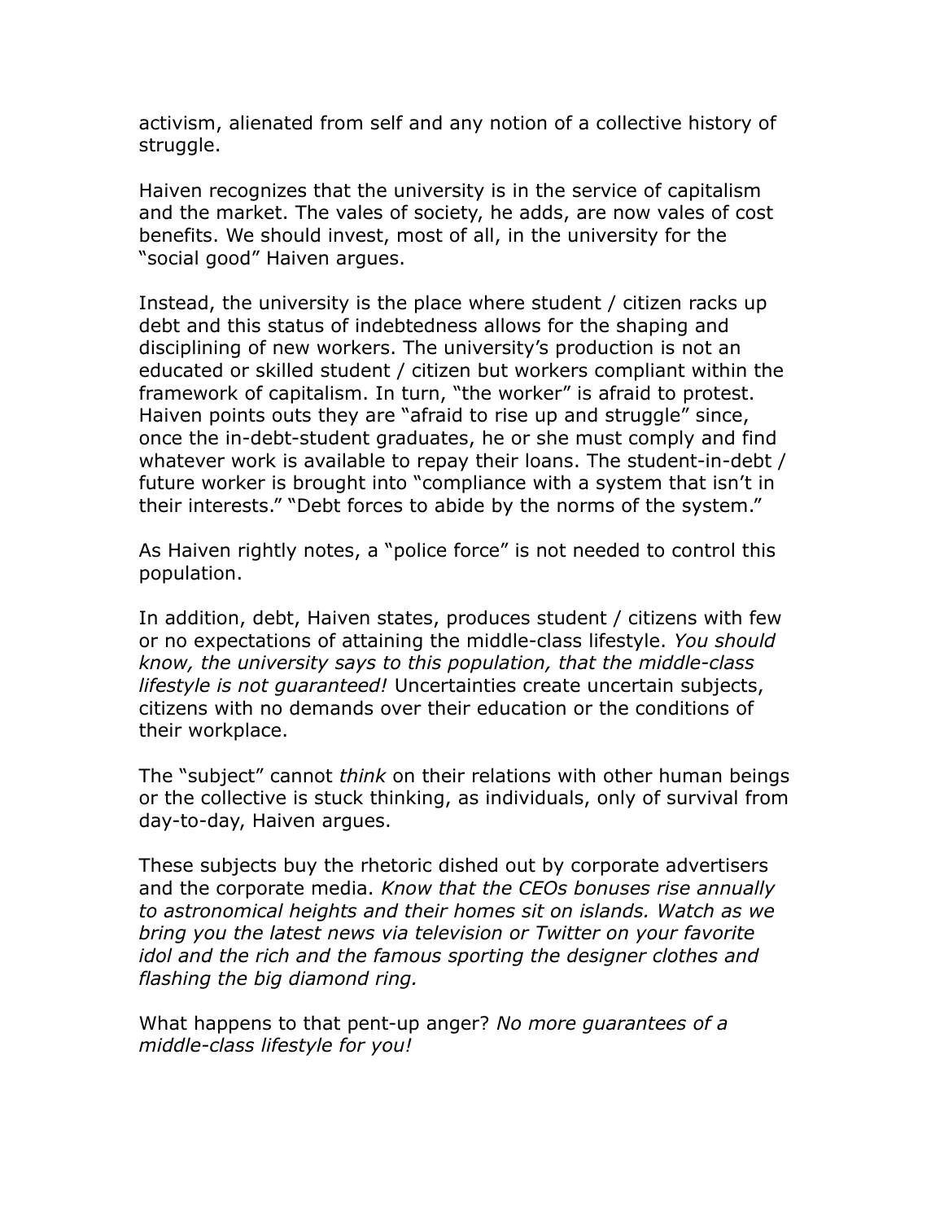activism, alienated from self and any notion of a collective history of struggle.

Haiven recognizes that the university is in the service of capitalism and the market. The vales of society, he adds, are now vales of cost benefits. We should invest, most of all, in the university for the "social good" Haiven argues.

Instead, the university is the place where student / citizen racks up debt and this status of indebtedness allows for the shaping and disciplining of new workers. The university's production is not an educated or skilled student / citizen but workers compliant within the framework of capitalism. In turn, "the worker" is afraid to protest. Haiven points outs they are "afraid to rise up and struggle" since, once the in-debt-student graduates, he or she must comply and find whatever work is available to repay their loans. The student-in-debt / future worker is brought into "compliance with a system that isn't in their interests." "Debt forces to abide by the norms of the system."

As Haiven rightly notes, a "police force" is not needed to control this population.

In addition, debt, Haiven states, produces student / citizens with few or no expectations of attaining the middle-class lifestyle. *You should know, the university says to this population, that the middle-class lifestyle is not guaranteed!* Uncertainties create uncertain subjects, citizens with no demands over their education or the conditions of their workplace.

The "subject" cannot *think* on their relations with other human beings or the collective is stuck thinking, as individuals, only of survival from day-to-day, Haiven argues.

These subjects buy the rhetoric dished out by corporate advertisers and the corporate media. *Know that the CEOs bonuses rise annually to astronomical heights and their homes sit on islands. Watch as we bring you the latest news via television or Twitter on your favorite idol and the rich and the famous sporting the designer clothes and flashing the big diamond ring.*

What happens to that pent-up anger? *No more guarantees of a middle-class lifestyle for you!*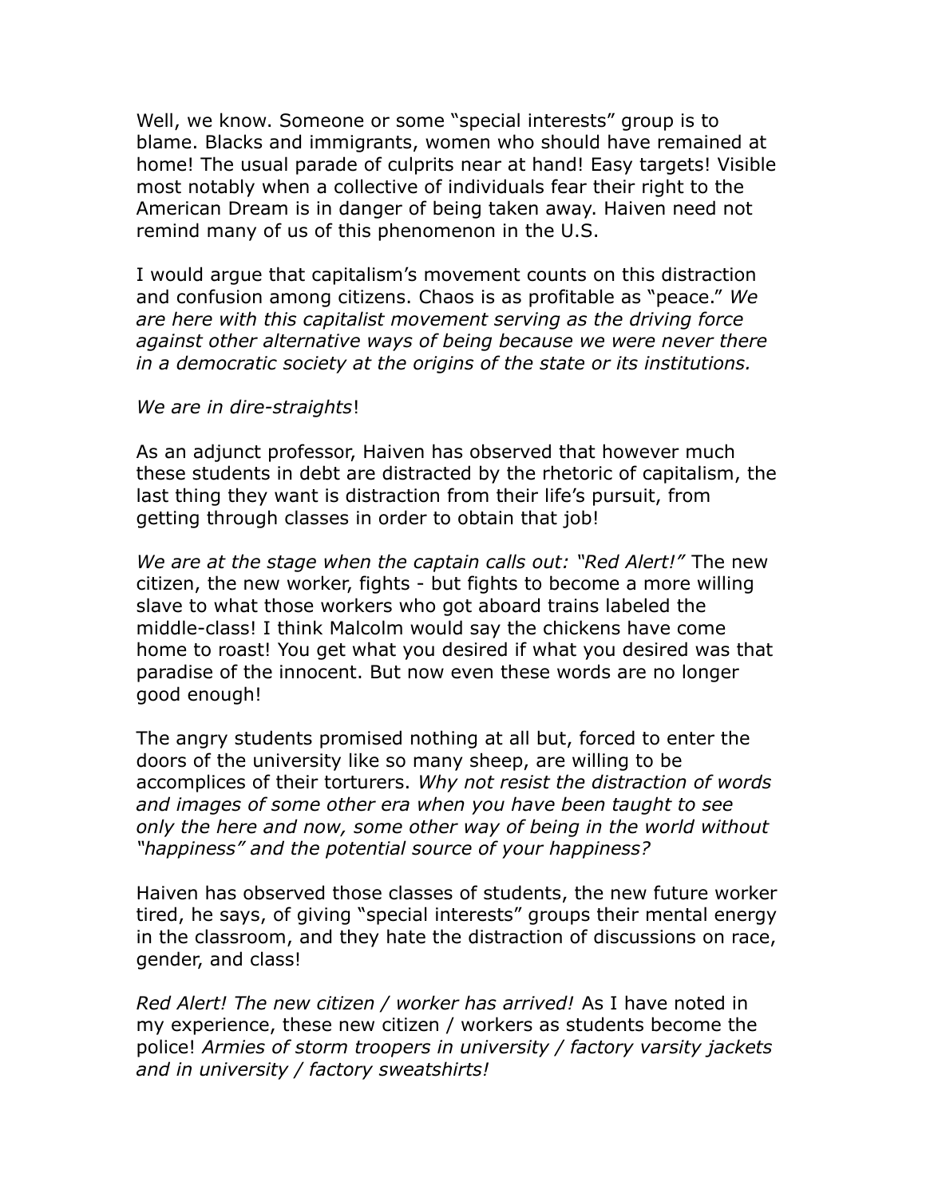Well, we know. Someone or some "special interests" group is to blame. Blacks and immigrants, women who should have remained at home! The usual parade of culprits near at hand! Easy targets! Visible most notably when a collective of individuals fear their right to the American Dream is in danger of being taken away. Haiven need not remind many of us of this phenomenon in the U.S.

I would argue that capitalism's movement counts on this distraction and confusion among citizens. Chaos is as profitable as "peace." *We are here with this capitalist movement serving as the driving force against other alternative ways of being because we were never there in a democratic society at the origins of the state or its institutions.*

*We are in dire-straights*!

As an adjunct professor, Haiven has observed that however much these students in debt are distracted by the rhetoric of capitalism, the last thing they want is distraction from their life's pursuit, from getting through classes in order to obtain that job!

*We are at the stage when the captain calls out: "Red Alert!"* The new citizen, the new worker, fights - but fights to become a more willing slave to what those workers who got aboard trains labeled the middle-class! I think Malcolm would say the chickens have come home to roast! You get what you desired if what you desired was that paradise of the innocent. But now even these words are no longer good enough!

The angry students promised nothing at all but, forced to enter the doors of the university like so many sheep, are willing to be accomplices of their torturers. *Why not resist the distraction of words and images of some other era when you have been taught to see only the here and now, some other way of being in the world without "happiness" and the potential source of your happiness?*

Haiven has observed those classes of students, the new future worker tired, he says, of giving "special interests" groups their mental energy in the classroom, and they hate the distraction of discussions on race, gender, and class!

*Red Alert! The new citizen / worker has arrived!* As I have noted in my experience, these new citizen / workers as students become the police! *Armies of storm troopers in university / factory varsity jackets and in university / factory sweatshirts!*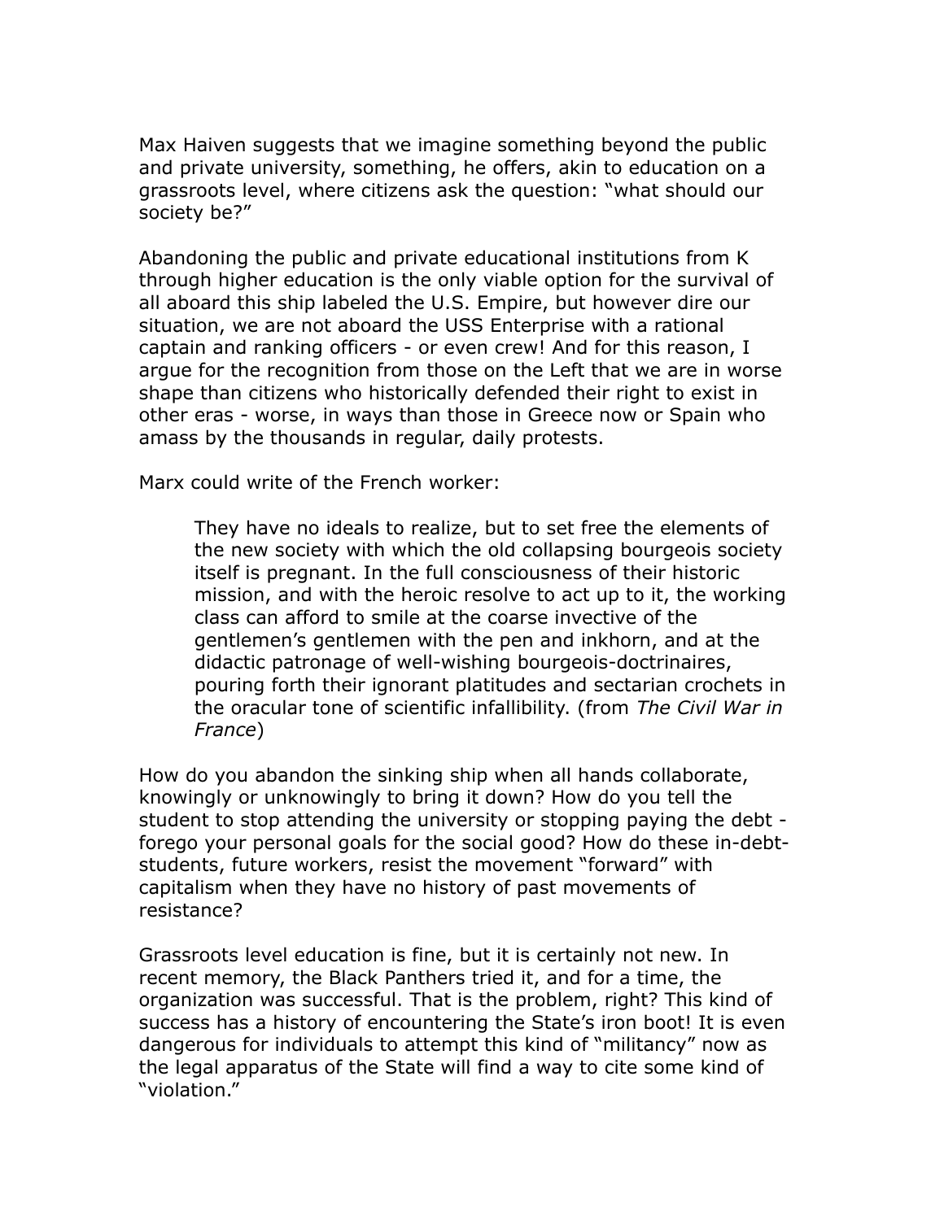Max Haiven suggests that we imagine something beyond the public and private university, something, he offers, akin to education on a grassroots level, where citizens ask the question: "what should our society be?"

Abandoning the public and private educational institutions from K through higher education is the only viable option for the survival of all aboard this ship labeled the U.S. Empire, but however dire our situation, we are not aboard the USS Enterprise with a rational captain and ranking officers - or even crew! And for this reason, I argue for the recognition from those on the Left that we are in worse shape than citizens who historically defended their right to exist in other eras - worse, in ways than those in Greece now or Spain who amass by the thousands in regular, daily protests.

Marx could write of the French worker:

> They have no ideals to realize, but to set free the elements of the new society with which the old collapsing bourgeois society itself is pregnant. In the full consciousness of their historic mission, and with the heroic resolve to act up to it, the working class can afford to smile at the coarse invective of the gentlemen's gentlemen with the pen and inkhorn, and at the didactic patronage of well-wishing bourgeois-doctrinaires, pouring forth their ignorant platitudes and sectarian crochets in the oracular tone of scientific infallibility. (from *The Civil War in France*)

How do you abandon the sinking ship when all hands collaborate, knowingly or unknowingly to bring it down? How do you tell the student to stop attending the university or stopping paying the debt - forego your personal goals for the social good? How do these in-debt-students, future workers, resist the movement "forward" with capitalism when they have no history of past movements of resistance?

Grassroots level education is fine, but it is certainly not new. In recent memory, the Black Panthers tried it, and for a time, the organization was successful. That is the problem, right? This kind of success has a history of encountering the State's iron boot! It is even dangerous for individuals to attempt this kind of "militancy" now as the legal apparatus of the State will find a way to cite some kind of "violation."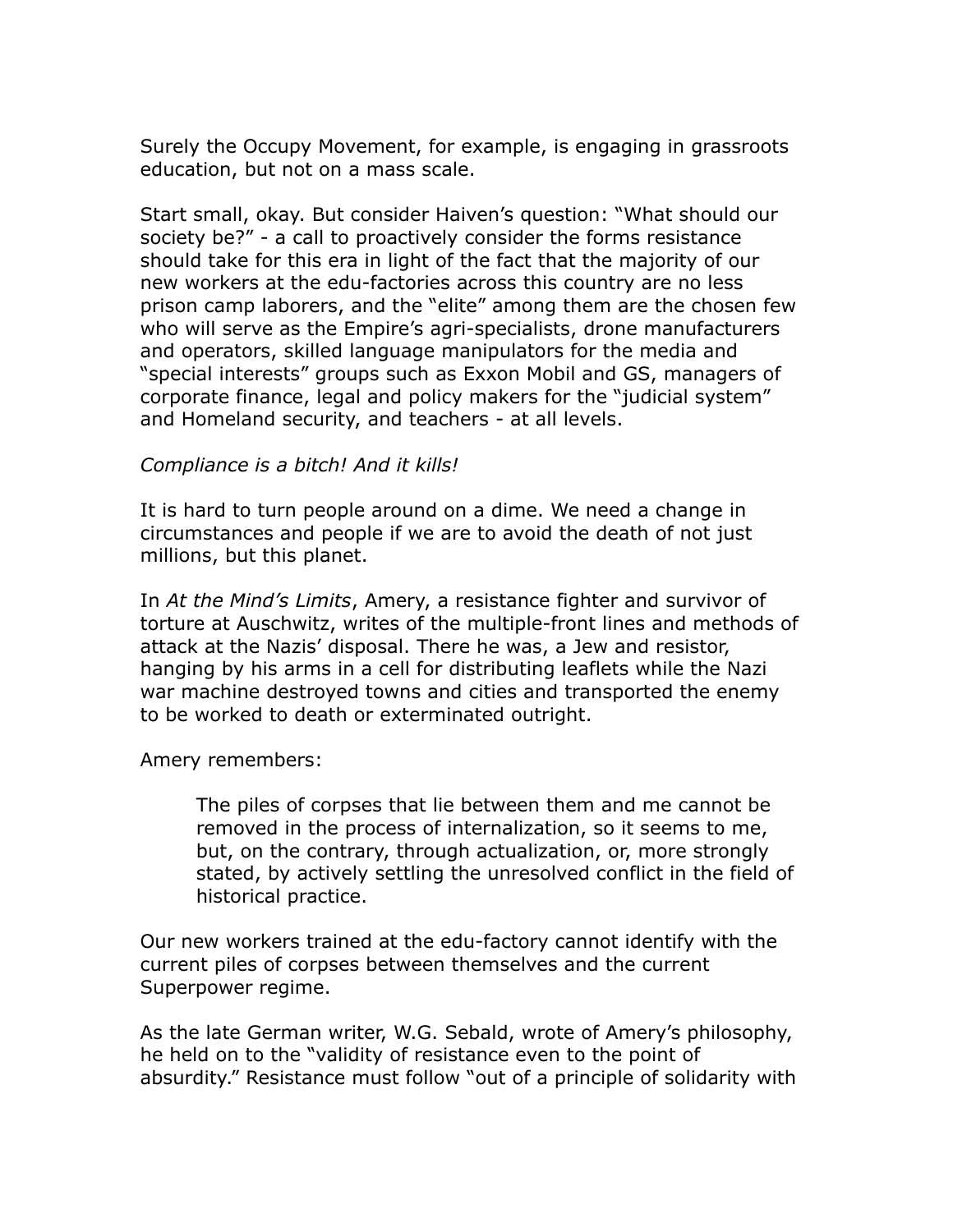Surely the Occupy Movement, for example, is engaging in grassroots education, but not on a mass scale.

Start small, okay. But consider Haiven's question: "What should our society be?" - a call to proactively consider the forms resistance should take for this era in light of the fact that the majority of our new workers at the edu-factories across this country are no less prison camp laborers, and the "elite" among them are the chosen few who will serve as the Empire's agri-specialists, drone manufacturers and operators, skilled language manipulators for the media and "special interests" groups such as Exxon Mobil and GS, managers of corporate finance, legal and policy makers for the "judicial system" and Homeland security, and teachers - at all levels.

*Compliance is a bitch! And it kills!*

It is hard to turn people around on a dime. We need a change in circumstances and people if we are to avoid the death of not just millions, but this planet.

In *At the Mind's Limits*, Amery, a resistance fighter and survivor of torture at Auschwitz, writes of the multiple-front lines and methods of attack at the Nazis' disposal. There he was, a Jew and resistor, hanging by his arms in a cell for distributing leaflets while the Nazi war machine destroyed towns and cities and transported the enemy to be worked to death or exterminated outright.

Amery remembers:

> The piles of corpses that lie between them and me cannot be removed in the process of internalization, so it seems to me, but, on the contrary, through actualization, or, more strongly stated, by actively settling the unresolved conflict in the field of historical practice.

Our new workers trained at the edu-factory cannot identify with the current piles of corpses between themselves and the current Superpower regime.

As the late German writer, W.G. Sebald, wrote of Amery's philosophy, he held on to the "validity of resistance even to the point of absurdity." Resistance must follow "out of a principle of solidarity with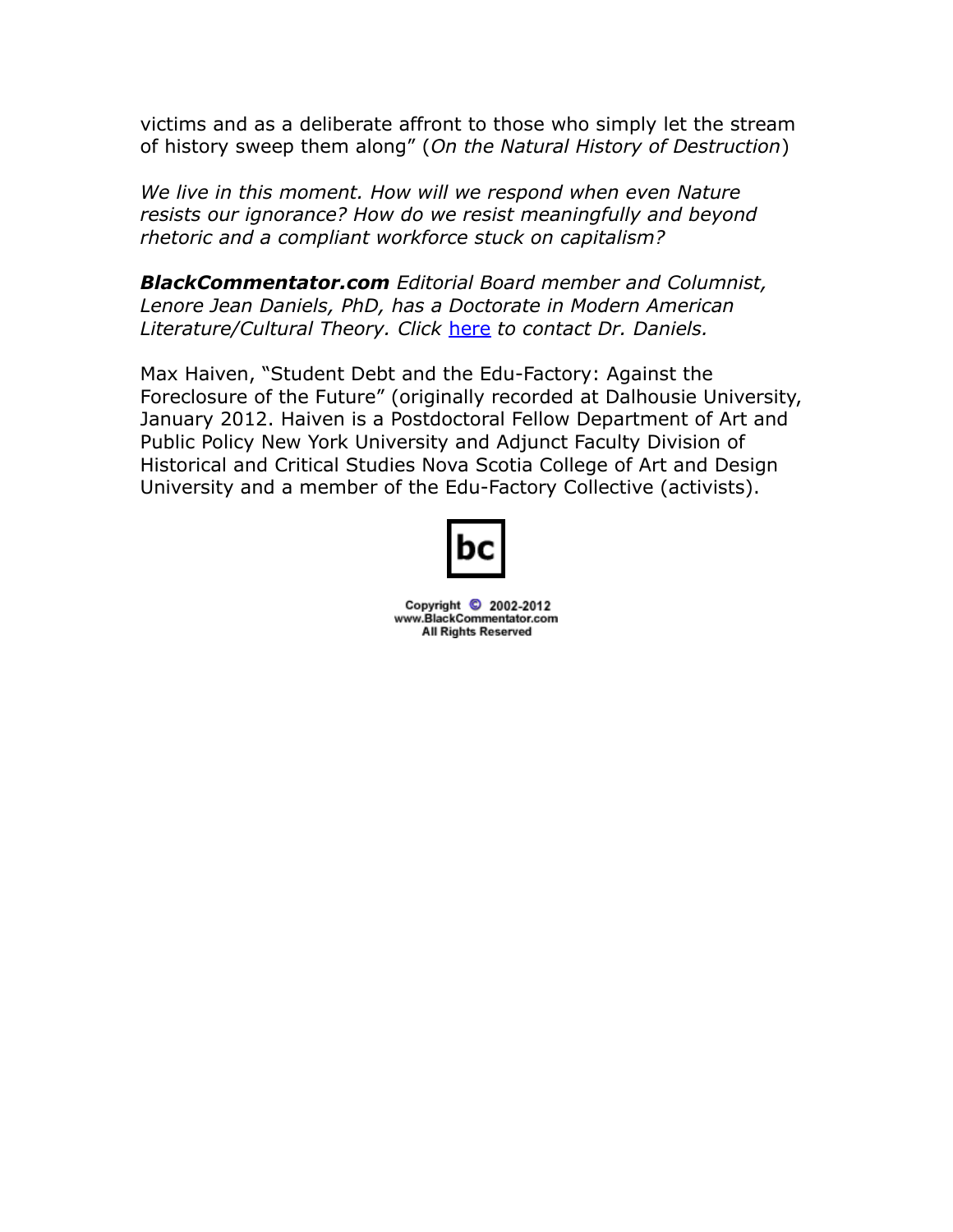victims and as a deliberate affront to those who simply let the stream of history sweep them along" (*On the Natural History of Destruction*)

*We live in this moment. How will we respond when even Nature resists our ignorance? How do we resist meaningfully and beyond rhetoric and a compliant workforce stuck on capitalism?*

***BlackCommentator.com*** *Editorial Board member and Columnist, Lenore Jean Daniels, PhD, has a Doctorate in Modern American Literature/Cultural Theory. Click* here *to contact Dr. Daniels.*

Max Haiven, "Student Debt and the Edu-Factory: Against the Foreclosure of the Future" (originally recorded at Dalhousie University, January 2012. Haiven is a Postdoctoral Fellow Department of Art and Public Policy New York University and Adjunct Faculty Division of Historical and Critical Studies Nova Scotia College of Art and Design University and a member of the Edu-Factory Collective (activists).

bc

Copyright © 2002-2012
www.BlackCommentator.com
All Rights Reserved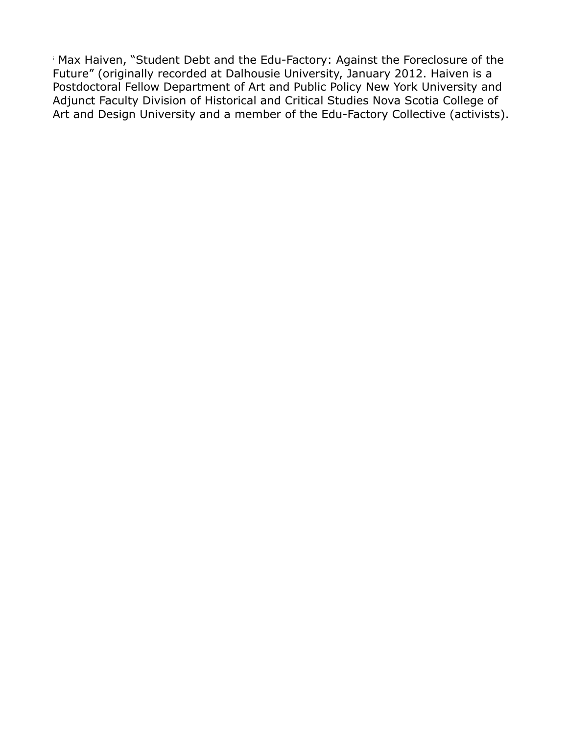[i] Max Haiven, “Student Debt and the Edu-Factory: Against the Foreclosure of the Future” (originally recorded at Dalhousie University, January 2012. Haiven is a Postdoctoral Fellow Department of Art and Public Policy New York University and Adjunct Faculty Division of Historical and Critical Studies Nova Scotia College of Art and Design University and a member of the Edu-Factory Collective (activists).